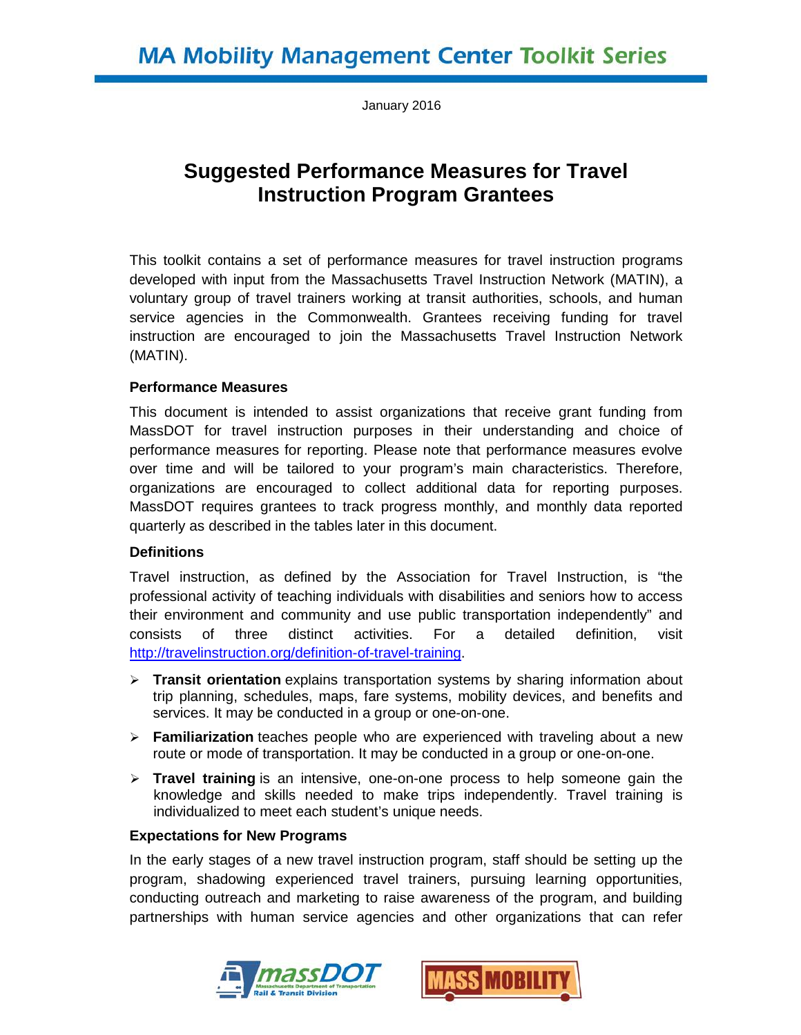MA Mobility Management Center Toolkit Series

January 2016

# Suggested Performance Measures for Travel Instruction Program Grantees

This toolkit contains a set of performance measures for travel instruction programs developed with input from the Massachusetts Travel Instruction Network (MATIN), a voluntary group of travel trainers working at transit authorities, schools, and human service agencies in the Commonwealth. Grantees receiving funding for travel instruction are encouraged to join the Massachusetts Travel Instruction Network (MATIN).

### Performance Measures

This document is intended to assist organizations that receive grant funding from MassDOT for travel instruction purposes in their understanding and choice of performance measures for reporting. Please note that performance measures evolve over time and will be tailored to your program's main characteristics. Therefore, organizations are encouraged to collect additional data for reporting purposes. MassDOT requires grantees to track progress monthly, and monthly data reported quarterly as described in the tables later in this document.

### Definitions

Travel instruction, as defined by the Association for Travel Instruction, is "the professional activity of teaching individuals with disabilities and seniors how to access their environment and community and use public transportation independently" and consists of three distinct activities. For a detailed definition, visit http://travelinstruction.org/definition-of-travel-training.

- **Transit orientation** explains transportation systems by sharing information about trip planning, schedules, maps, fare systems, mobility devices, and benefits and services. It may be conducted in a group or one-on-one.
- **Familiarization** teaches people who are experienced with traveling about a new route or mode of transportation. It may be conducted in a group or one-on-one.
- **Travel training** is an intensive, one-on-one process to help someone gain the knowledge and skills needed to make trips independently. Travel training is individualized to meet each student's unique needs.

### Expectations for New Programs

In the early stages of a new travel instruction program, staff should be setting up the program, shadowing experienced travel trainers, pursuing learning opportunities, conducting outreach and marketing to raise awareness of the program, and building partnerships with human service agencies and other organizations that can refer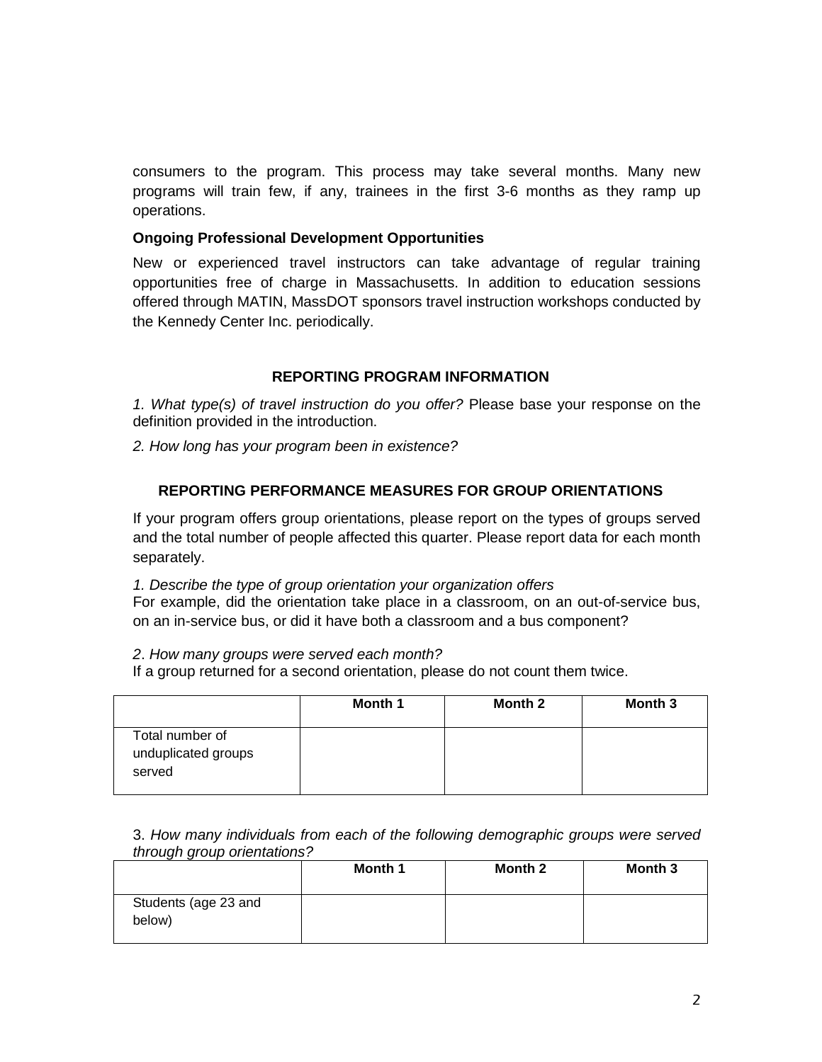consumers to the program. This process may take several months. Many new programs will train few, if any, trainees in the first 3-6 months as they ramp up operations.

**Ongoing Professional Development Opportunities**

New or experienced travel instructors can take advantage of regular training opportunities free of charge in Massachusetts. In addition to education sessions offered through MATIN, MassDOT sponsors travel instruction workshops conducted by the Kennedy Center Inc. periodically.

## REPORTING PROGRAM INFORMATION

*1. What type(s) of travel instruction do you offer?* Please base your response on the definition provided in the introduction.

*2. How long has your program been in existence?*

## REPORTING PERFORMANCE MEASURES FOR GROUP ORIENTATIONS

If your program offers group orientations, please report on the types of groups served and the total number of people affected this quarter. Please report data for each month separately.

*1. Describe the type of group orientation your organization offers*
For example, did the orientation take place in a classroom, on an out-of-service bus, on an in-service bus, or did it have both a classroom and a bus component?

*2. How many groups were served each month?*
If a group returned for a second orientation, please do not count them twice.

| | Month 1 | Month 2 | Month 3 |
|---|---|---|---|
| Total number of unduplicated groups served | | | |

3. *How many individuals from each of the following demographic groups were served through group orientations?*

| | Month 1 | Month 2 | Month 3 |
|---|---|---|---|
| Students (age 23 and below) | | | |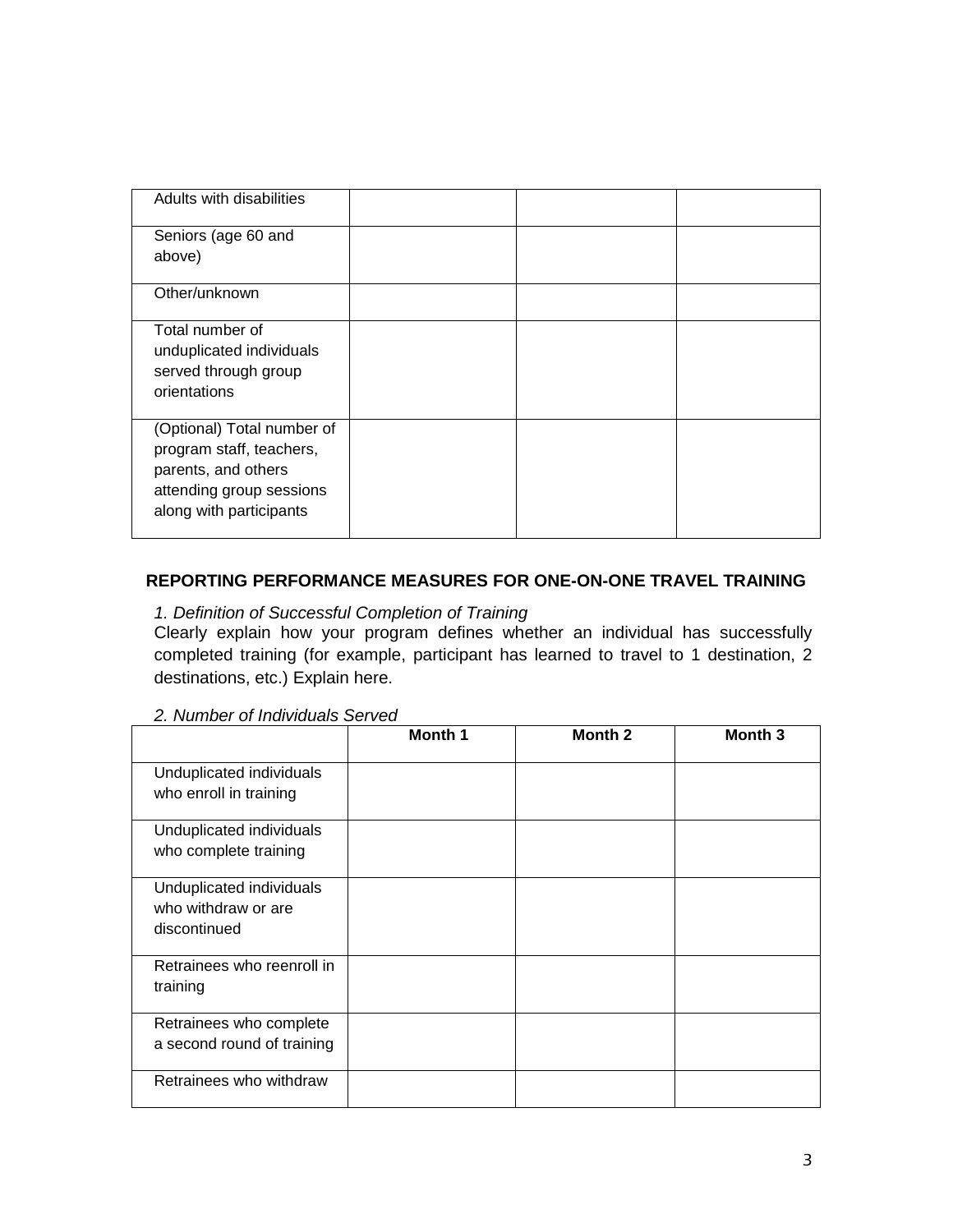| | | | |
|---|---|---|---|
| Adults with disabilities | | | |
| Seniors (age 60 and above) | | | |
| Other/unknown | | | |
| Total number of unduplicated individuals served through group orientations | | | |
| (Optional) Total number of program staff, teachers, parents, and others attending group sessions along with participants | | | |

## REPORTING PERFORMANCE MEASURES FOR ONE-ON-ONE TRAVEL TRAINING

*1. Definition of Successful Completion of Training*

Clearly explain how your program defines whether an individual has successfully completed training (for example, participant has learned to travel to 1 destination, 2 destinations, etc.) Explain here.

*2. Number of Individuals Served*

| | Month 1 | Month 2 | Month 3 |
|---|---|---|---|
| Unduplicated individuals who enroll in training | | | |
| Unduplicated individuals who complete training | | | |
| Unduplicated individuals who withdraw or are discontinued | | | |
| Retrainees who reenroll in training | | | |
| Retrainees who complete a second round of training | | | |
| Retrainees who withdraw | | | |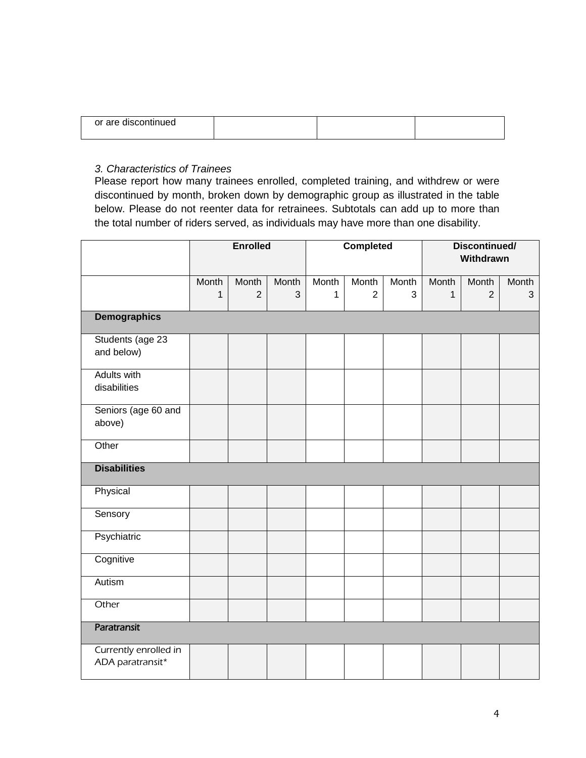| | | | |
|---|---|---|---|
| or are discontinued | | | |

*3. Characteristics of Trainees*

Please report how many trainees enrolled, completed training, and withdrew or were discontinued by month, broken down by demographic group as illustrated in the table below. Please do not reenter data for retrainees. Subtotals can add up to more than the total number of riders served, as individuals may have more than one disability.

| | **Enrolled** | | | **Completed** | | | **Discontinued/ Withdrawn** | | |
|---|---|---|---|---|---|---|---|---|---|
| | Month 1 | Month 2 | Month 3 | Month 1 | Month 2 | Month 3 | Month 1 | Month 2 | Month 3 |
| **Demographics** | | | | | | | | | |
| Students (age 23 and below) | | | | | | | | | |
| Adults with disabilities | | | | | | | | | |
| Seniors (age 60 and above) | | | | | | | | | |
| Other | | | | | | | | | |
| **Disabilities** | | | | | | | | | |
| Physical | | | | | | | | | |
| Sensory | | | | | | | | | |
| Psychiatric | | | | | | | | | |
| Cognitive | | | | | | | | | |
| Autism | | | | | | | | | |
| Other | | | | | | | | | |
| **Paratransit** | | | | | | | | | |
| Currently enrolled in ADA paratransit* | | | | | | | | | |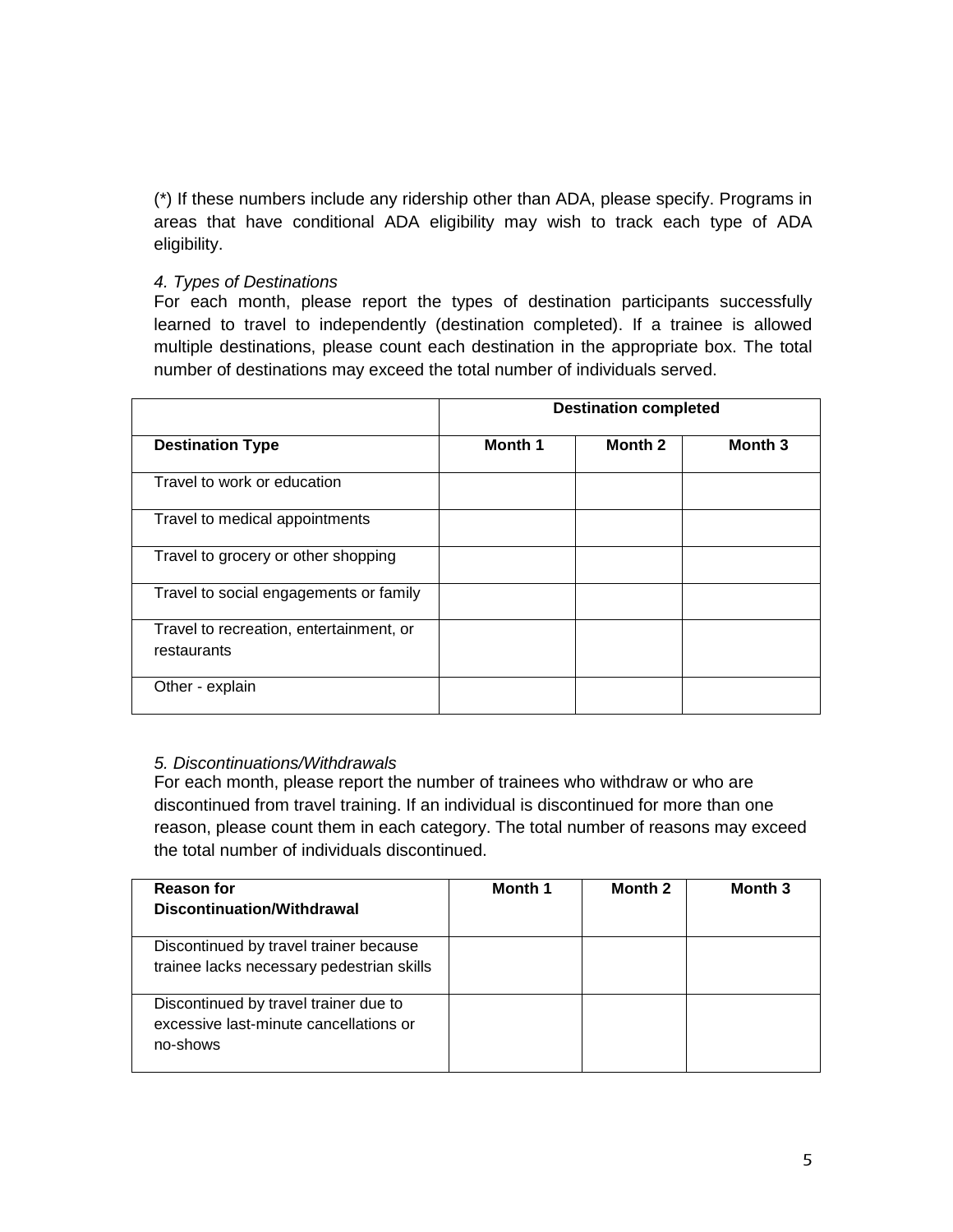(*) If these numbers include any ridership other than ADA, please specify. Programs in areas that have conditional ADA eligibility may wish to track each type of ADA eligibility.

*4. Types of Destinations*

For each month, please report the types of destination participants successfully learned to travel to independently (destination completed). If a trainee is allowed multiple destinations, please count each destination in the appropriate box. The total number of destinations may exceed the total number of individuals served.

| | **Destination completed** | | |
|---|---|---|---|
| **Destination Type** | **Month 1** | **Month 2** | **Month 3** |
| Travel to work or education | | | |
| Travel to medical appointments | | | |
| Travel to grocery or other shopping | | | |
| Travel to social engagements or family | | | |
| Travel to recreation, entertainment, or restaurants | | | |
| Other - explain | | | |

*5. Discontinuations/Withdrawals*

For each month, please report the number of trainees who withdraw or who are discontinued from travel training. If an individual is discontinued for more than one reason, please count them in each category. The total number of reasons may exceed the total number of individuals discontinued.

| **Reason for Discontinuation/Withdrawal** | **Month 1** | **Month 2** | **Month 3** |
|---|---|---|---|
| Discontinued by travel trainer because trainee lacks necessary pedestrian skills | | | |
| Discontinued by travel trainer due to excessive last-minute cancellations or no-shows | | | |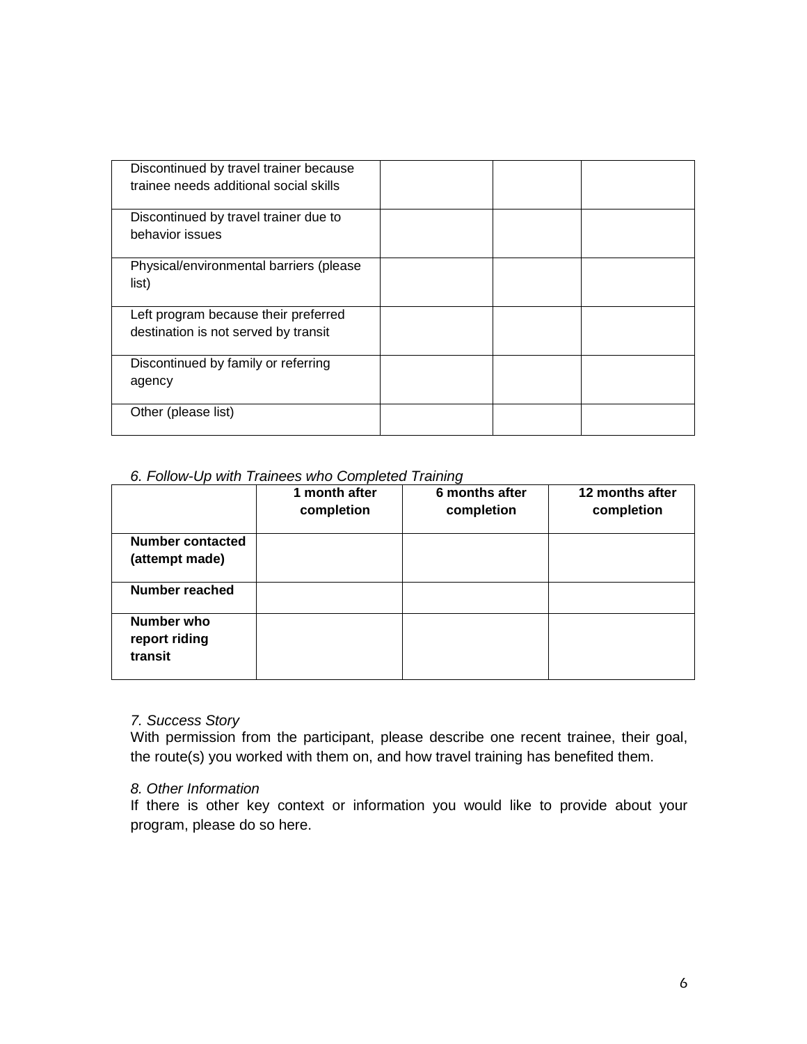| | | | |
|---|---|---|---|
| Discontinued by travel trainer because trainee needs additional social skills | | | |
| Discontinued by travel trainer due to behavior issues | | | |
| Physical/environmental barriers (please list) | | | |
| Left program because their preferred destination is not served by transit | | | |
| Discontinued by family or referring agency | | | |
| Other (please list) | | | |

*6. Follow-Up with Trainees who Completed Training*

| | **1 month after completion** | **6 months after completion** | **12 months after completion** |
|---|---|---|---|
| **Number contacted (attempt made)** | | | |
| **Number reached** | | | |
| **Number who report riding transit** | | | |

*7. Success Story*

With permission from the participant, please describe one recent trainee, their goal, the route(s) you worked with them on, and how travel training has benefited them.

*8. Other Information*

If there is other key context or information you would like to provide about your program, please do so here.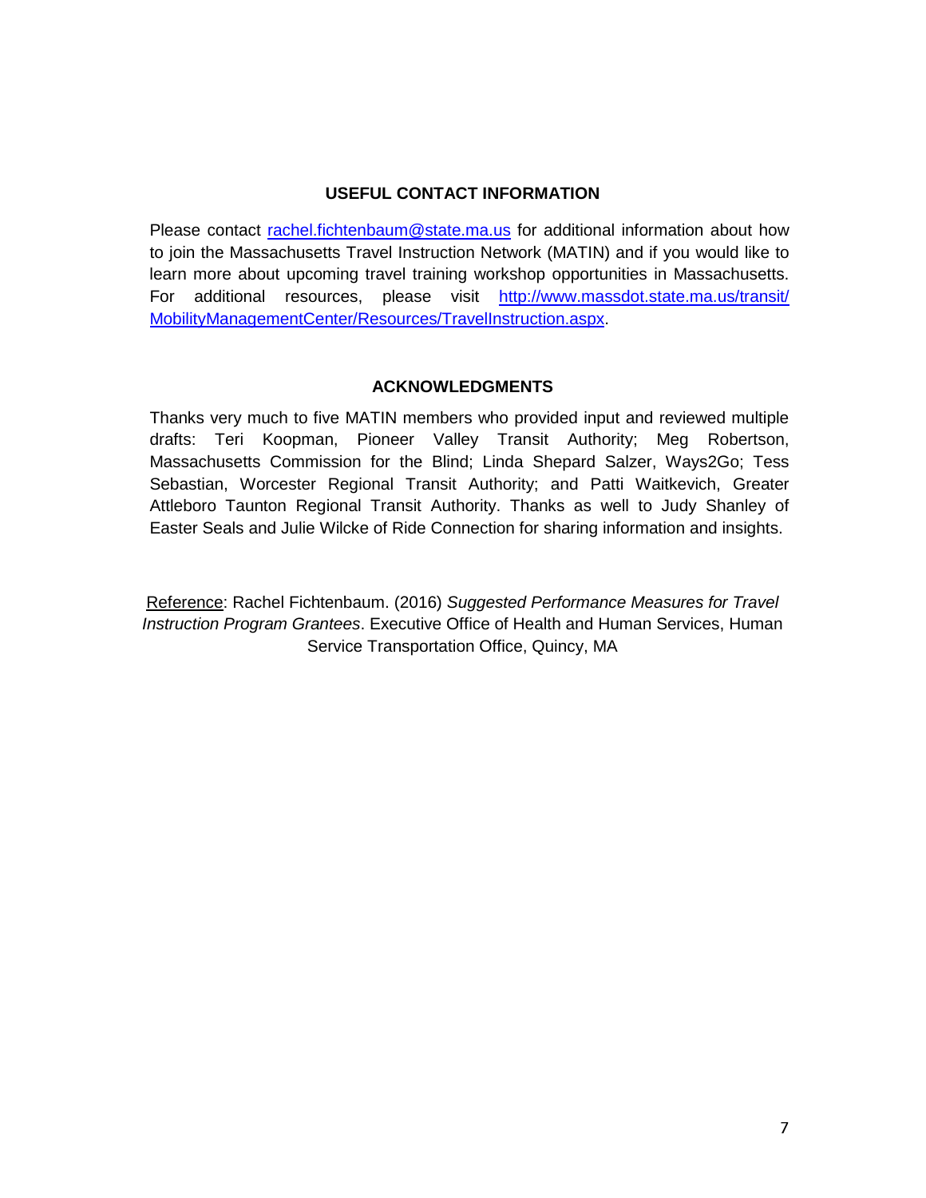## USEFUL CONTACT INFORMATION

Please contact rachel.fichtenbaum@state.ma.us for additional information about how to join the Massachusetts Travel Instruction Network (MATIN) and if you would like to learn more about upcoming travel training workshop opportunities in Massachusetts. For additional resources, please visit http://www.massdot.state.ma.us/transit/MobilityManagementCenter/Resources/TravelInstruction.aspx.

## ACKNOWLEDGMENTS

Thanks very much to five MATIN members who provided input and reviewed multiple drafts: Teri Koopman, Pioneer Valley Transit Authority; Meg Robertson, Massachusetts Commission for the Blind; Linda Shepard Salzer, Ways2Go; Tess Sebastian, Worcester Regional Transit Authority; and Patti Waitkevich, Greater Attleboro Taunton Regional Transit Authority. Thanks as well to Judy Shanley of Easter Seals and Julie Wilcke of Ride Connection for sharing information and insights.

Reference: Rachel Fichtenbaum. (2016) *Suggested Performance Measures for Travel Instruction Program Grantees*. Executive Office of Health and Human Services, Human Service Transportation Office, Quincy, MA